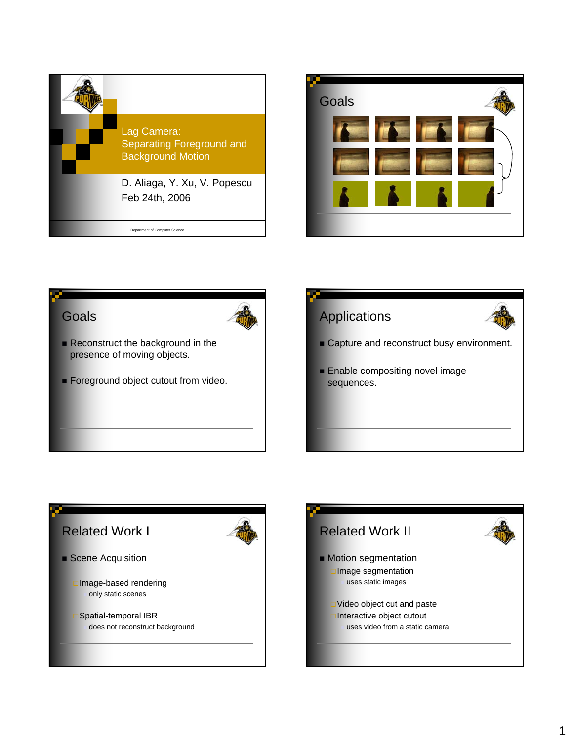# Lag Camera: Separating Foreground and Background Motion

D. Aliaga, Y. Xu, V. Popescu

Feb 24th, 2006

Department of Computer Science

## Goals

## Goals

- Reconstruct the background in the presence of moving objects.
- Foreground object cutout from video.

## Applications

- Capture and reconstruct busy environment.
- Enable compositing novel image sequences.

## Related Work I

- Scene Acquisition
  - Image-based rendering
    - only static scenes
  - Spatial-temporal IBR
    - does not reconstruct background

## Related Work II

- Motion segmentation
  - Image segmentation
    - uses static images
  - Video object cut and paste
  - Interactive object cutout
    - uses video from a static camera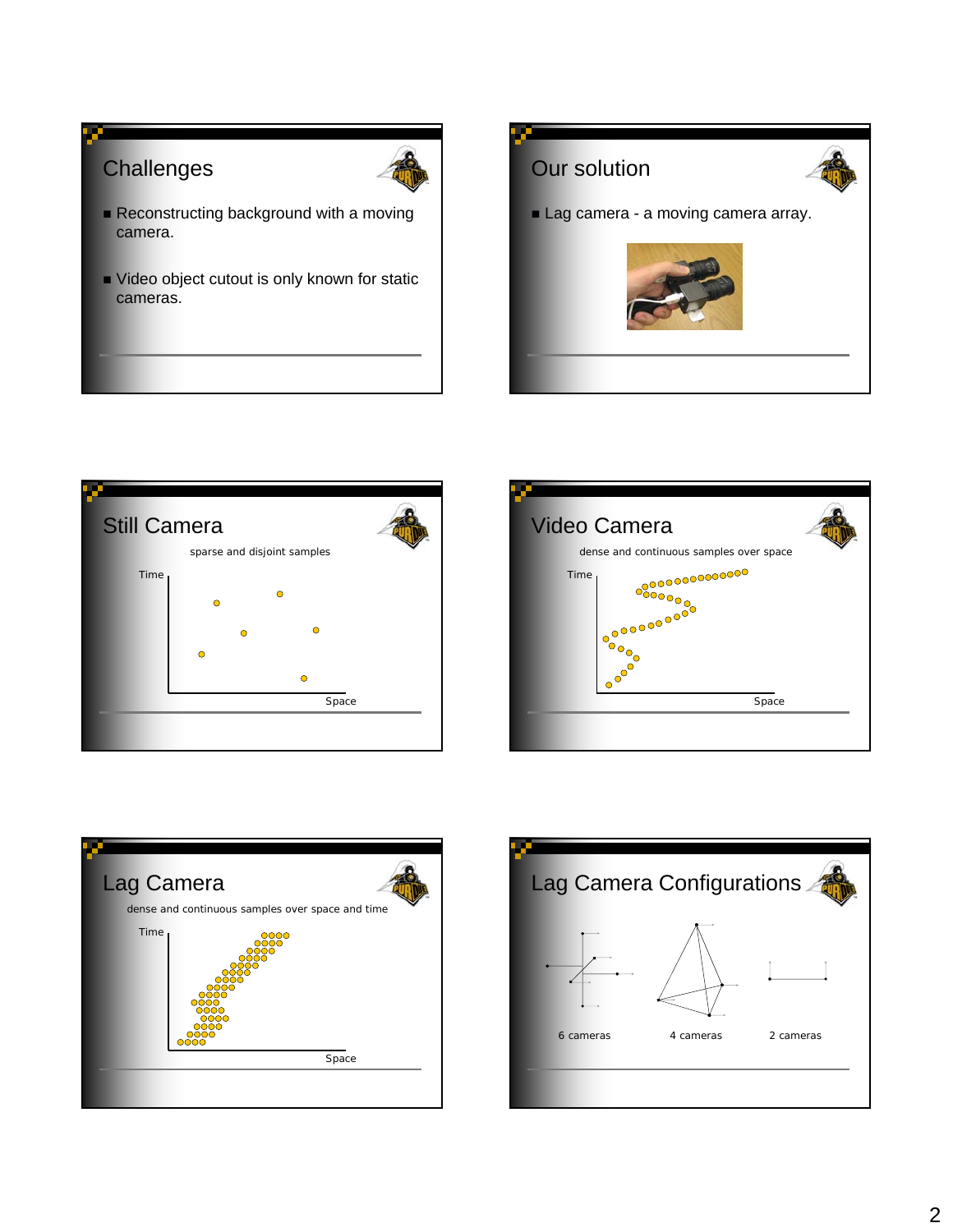## Challenges

- Reconstructing background with a moving camera.
- Video object cutout is only known for static cameras.

## Our solution

- Lag camera - a moving camera array.

## Still Camera

sparse and disjoint samples

Time

Space

## Video Camera

dense and continuous samples over space

Time

Space

## Lag Camera

dense and continuous samples over space and time

Time

Space

## Lag Camera Configurations

6 cameras

4 cameras

2 cameras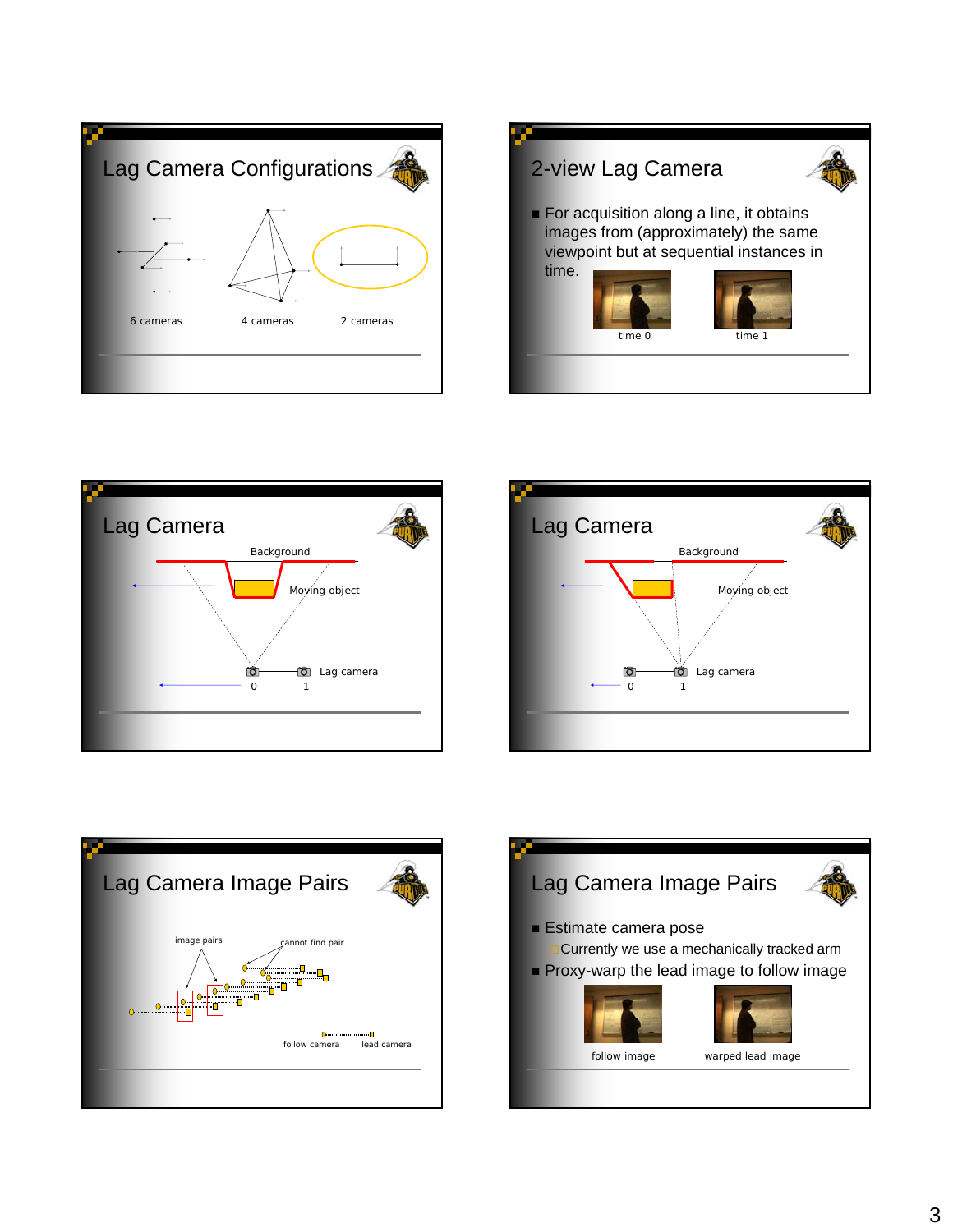## Lag Camera Configurations

6 cameras

4 cameras

2 cameras

## 2-view Lag Camera

- For acquisition along a line, it obtains images from (approximately) the same viewpoint but at sequential instances in time.

time 0

time 1

## Lag Camera

Background

Moving object

Lag camera

0

1

## Lag Camera

Background

Moving object

Lag camera

0

1

## Lag Camera Image Pairs

image pairs

cannot find pair

follow camera

lead camera

## Lag Camera Image Pairs

- Estimate camera pose
  - Currently we use a mechanically tracked arm
- Proxy-warp the lead image to follow image

follow image

warped lead image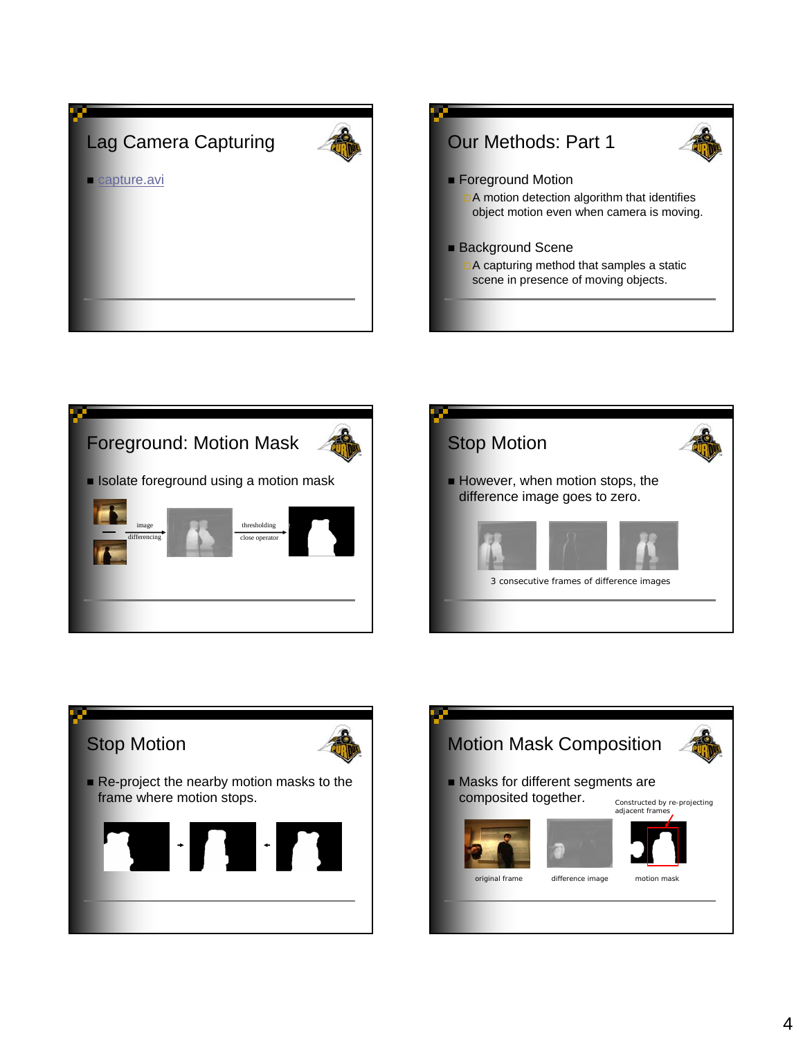## Lag Camera Capturing

- capture.avi

## Our Methods: Part 1

- Foreground Motion
  - A motion detection algorithm that identifies object motion even when camera is moving.
- Background Scene
  - A capturing method that samples a static scene in presence of moving objects.

## Foreground: Motion Mask

- Isolate foreground using a motion mask

image differencing

thresholding close operator

## Stop Motion

- However, when motion stops, the difference image goes to zero.

3 consecutive frames of difference images

## Stop Motion

- Re-project the nearby motion masks to the frame where motion stops.

## Motion Mask Composition

- Masks for different segments are composited together.

Constructed by re-projecting adjacent frames

original frame

difference image

motion mask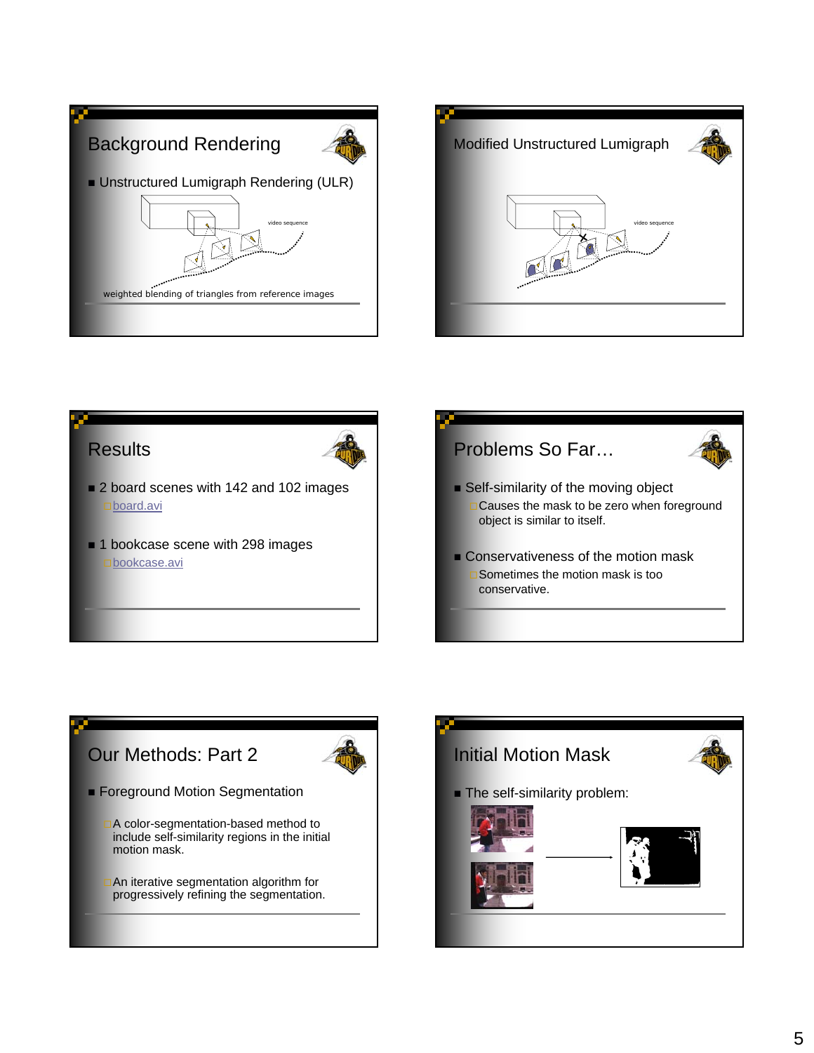## Background Rendering

- Unstructured Lumigraph Rendering (ULR)

video sequence

weighted blending of triangles from reference images

## Modified Unstructured Lumigraph

video sequence

## Results

- 2 board scenes with 142 and 102 images
  - board.avi
- 1 bookcase scene with 298 images
  - bookcase.avi

## Problems So Far…

- Self-similarity of the moving object
  - Causes the mask to be zero when foreground object is similar to itself.
- Conservativeness of the motion mask
  - Sometimes the motion mask is too conservative.

## Our Methods: Part 2

- Foreground Motion Segmentation
  - A color-segmentation-based method to include self-similarity regions in the initial motion mask.
  - An iterative segmentation algorithm for progressively refining the segmentation.

## Initial Motion Mask

- The self-similarity problem: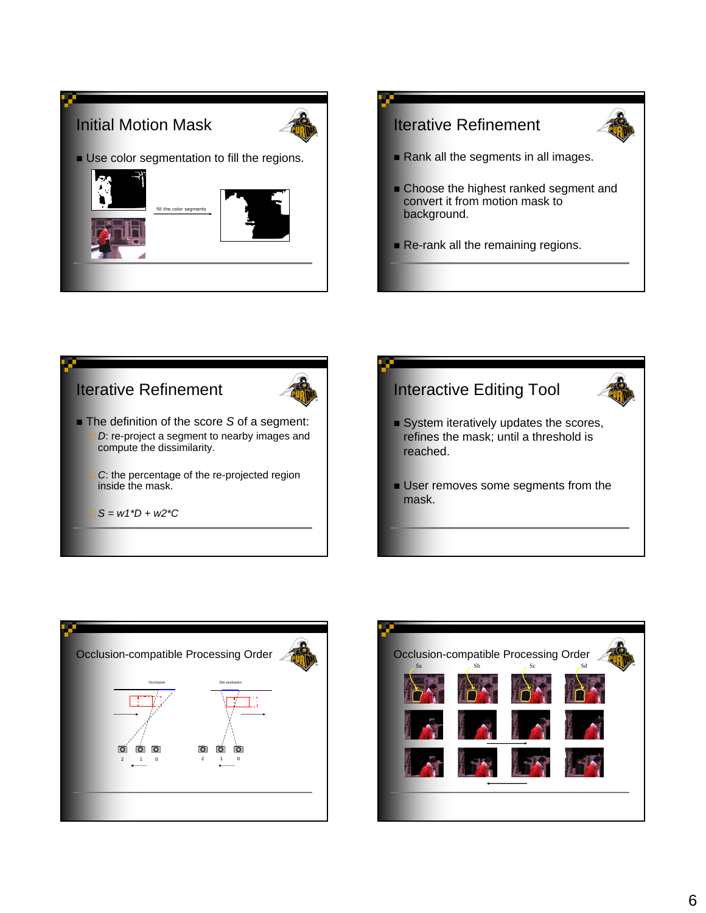## Initial Motion Mask

- Use color segmentation to fill the regions.

fill the color segments

## Iterative Refinement

- Rank all the segments in all images.
- Choose the highest ranked segment and convert it from motion mask to background.
- Re-rank all the remaining regions.

## Iterative Refinement

- The definition of the score *S* of a segment:
  - *D*: re-project a segment to nearby images and compute the dissimilarity.
  - *C*: the percentage of the re-projected region inside the mask.
  - $S = w1*D + w2*C$

## Interactive Editing Tool

- System iteratively updates the scores, refines the mask; until a threshold is reached.
- User removes some segments from the mask.

## Occlusion-compatible Processing Order

Occlusion

Dis-occlusion

2 1 0

2 1 0

## Occlusion-compatible Processing Order

Sa Sb Sc Sd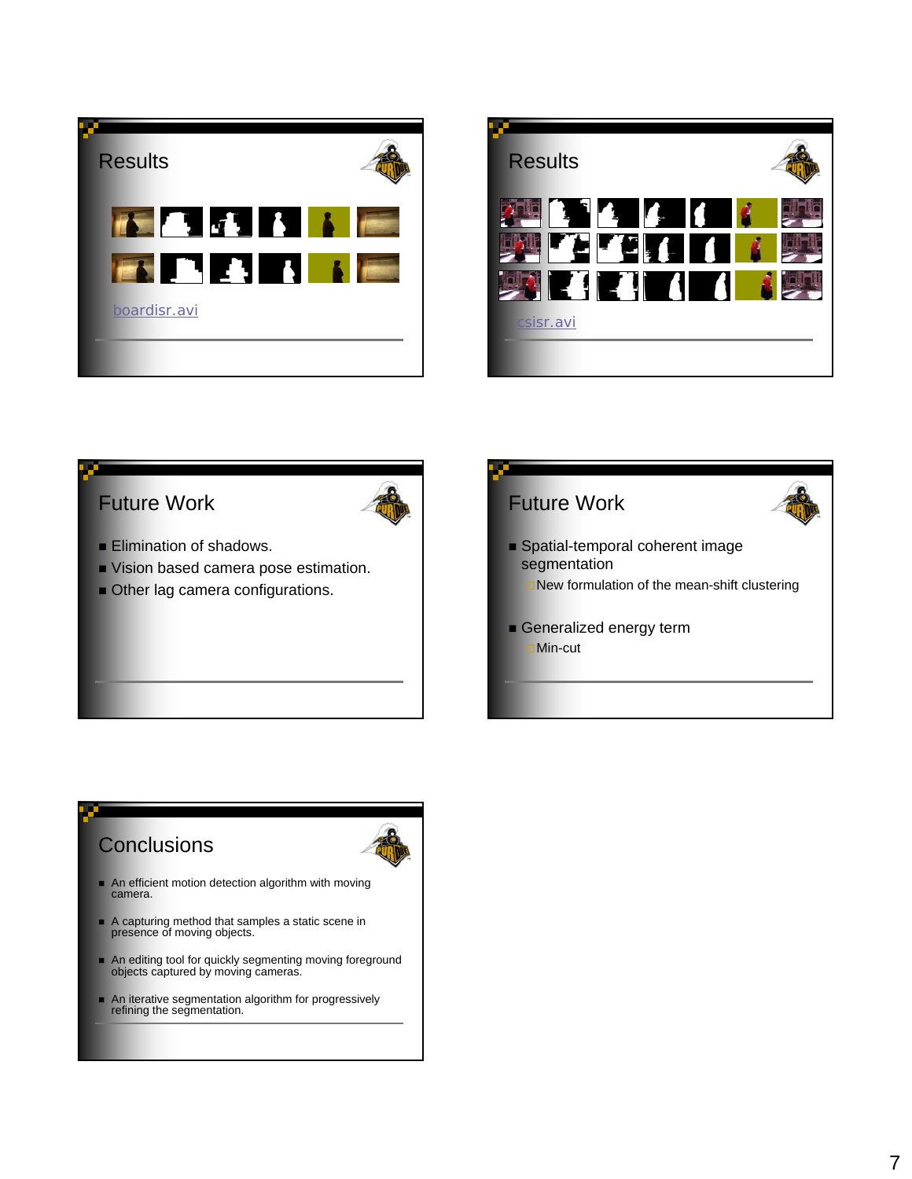## Results

boardisr.avi

## Results

csisr.avi

## Future Work

- Elimination of shadows.
- Vision based camera pose estimation.
- Other lag camera configurations.

## Future Work

- Spatial-temporal coherent image segmentation
  - New formulation of the mean-shift clustering
- Generalized energy term
  - Min-cut

## Conclusions

- An efficient motion detection algorithm with moving camera.
- A capturing method that samples a static scene in presence of moving objects.
- An editing tool for quickly segmenting moving foreground objects captured by moving cameras.
- An iterative segmentation algorithm for progressively refining the segmentation.